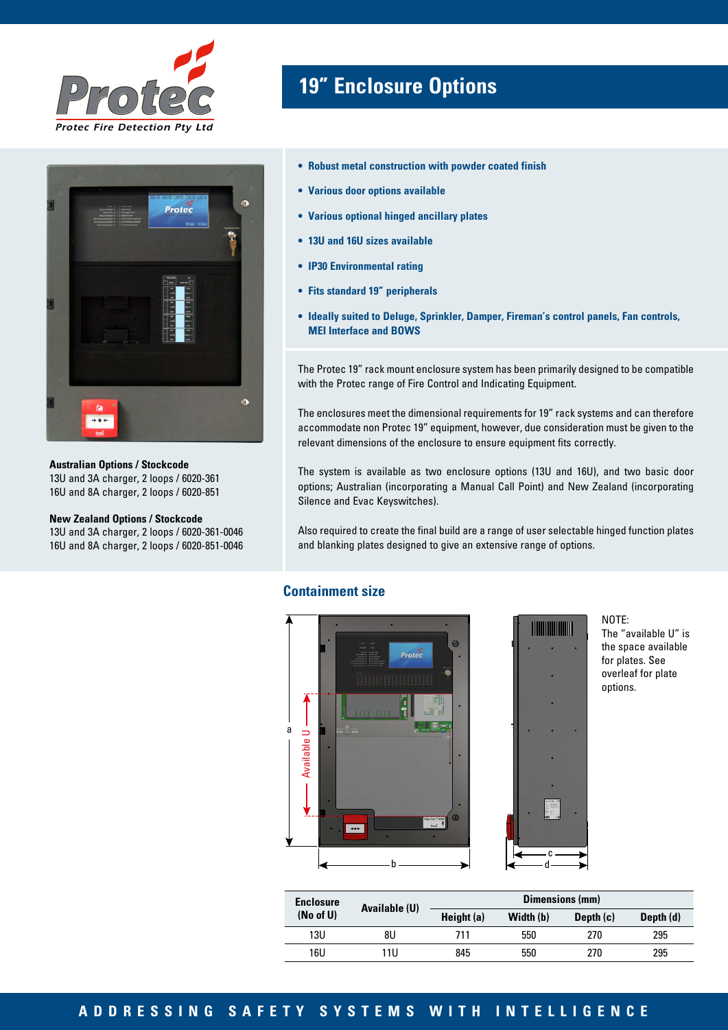Protec Fire Detection Pty Ltd

# 19" Enclosure Options

- Robust metal construction with powder coated finish
- Various door options available
- Various optional hinged ancillary plates
- 13U and 16U sizes available
- IP30 Environmental rating
- Fits standard 19" peripherals
- Ideally suited to Deluge, Sprinkler, Damper, Fireman's control panels, Fan controls, MEI Interface and BOWS

**Australian Options / Stockcode**
13U and 3A charger, 2 loops / 6020-361
16U and 8A charger, 2 loops / 6020-851

**New Zealand Options / Stockcode**
13U and 3A charger, 2 loops / 6020-361-0046
16U and 8A charger, 2 loops / 6020-851-0046

The Protec 19" rack mount enclosure system has been primarily designed to be compatible with the Protec range of Fire Control and Indicating Equipment.

The enclosures meet the dimensional requirements for 19" rack systems and can therefore accommodate non Protec 19" equipment, however, due consideration must be given to the relevant dimensions of the enclosure to ensure equipment fits correctly.

The system is available as two enclosure options (13U and 16U), and two basic door options; Australian (incorporating a Manual Call Point) and New Zealand (incorporating Silence and Evac Keyswitches).

Also required to create the final build are a range of user selectable hinged function plates and blanking plates designed to give an extensive range of options.

## Containment size

NOTE:
The "available U" is the space available for plates. See overleaf for plate options.

| Enclosure (No of U) | Available (U) | Dimensions (mm) | | | |
|---|---|---|---|---|---|
| | | Height (a) | Width (b) | Depth (c) | Depth (d) |
| 13U | 8U | 711 | 550 | 270 | 295 |
| 16U | 11U | 845 | 550 | 270 | 295 |

ADDRESSING SAFETY SYSTEMS WITH INTELLIGENCE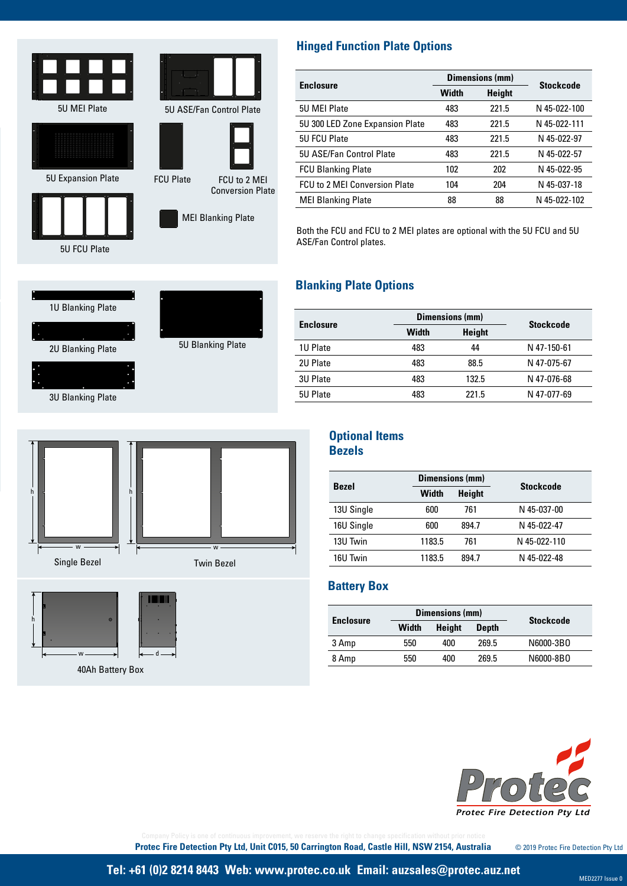5U MEI Plate

5U ASE/Fan Control Plate

5U Expansion Plate

FCU Plate

FCU to 2 MEI Conversion Plate

MEI Blanking Plate

5U FCU Plate

## Hinged Function Plate Options

| Enclosure | Dimensions (mm) | | Stockcode |
|---|---|---|---|
| | Width | Height | |
| 5U MEI Plate | 483 | 221.5 | N 45-022-100 |
| 5U 300 LED Zone Expansion Plate | 483 | 221.5 | N 45-022-111 |
| 5U FCU Plate | 483 | 221.5 | N 45-022-97 |
| 5U ASE/Fan Control Plate | 483 | 221.5 | N 45-022-57 |
| FCU Blanking Plate | 102 | 202 | N 45-022-95 |
| FCU to 2 MEI Conversion Plate | 104 | 204 | N 45-037-18 |
| MEI Blanking Plate | 88 | 88 | N 45-022-102 |

Both the FCU and FCU to 2 MEI plates are optional with the 5U FCU and 5U ASE/Fan Control plates.

1U Blanking Plate

2U Blanking Plate

3U Blanking Plate

5U Blanking Plate

## Blanking Plate Options

| Enclosure | Dimensions (mm) | | Stockcode |
|---|---|---|---|
| | Width | Height | |
| 1U Plate | 483 | 44 | N 47-150-61 |
| 2U Plate | 483 | 88.5 | N 47-075-67 |
| 3U Plate | 483 | 132.5 | N 47-076-68 |
| 5U Plate | 483 | 221.5 | N 47-077-69 |

h

w

Single Bezel

h

w

Twin Bezel

## Optional Items

### Bezels

| Bezel | Dimensions (mm) | | Stockcode |
|---|---|---|---|
| | Width | Height | |
| 13U Single | 600 | 761 | N 45-037-00 |
| 16U Single | 600 | 894.7 | N 45-022-47 |
| 13U Twin | 1183.5 | 761 | N 45-022-110 |
| 16U Twin | 1183.5 | 894.7 | N 45-022-48 |

h

w

d

40Ah Battery Box

### Battery Box

| Enclosure | Dimensions (mm) | | | Stockcode |
|---|---|---|---|---|
| | Width | Height | Depth | |
| 3 Amp | 550 | 400 | 269.5 | N6000-3BO |
| 8 Amp | 550 | 400 | 269.5 | N6000-8BO |

Protec

Protec Fire Detection Pty Ltd

Company Policy is one of continuous improvement, we reserve the right to change specification without prior notice

**Protec Fire Detection Pty Ltd, Unit C015, 50 Carrington Road, Castle Hill, NSW 2154, Australia**

© 2019 Protec Fire Detection Pty Ltd

**Tel: +61 (0)2 8214 8443 Web: www.protec.co.uk Email: auzsales@protec.auz.net**

MED2277 Issue 0